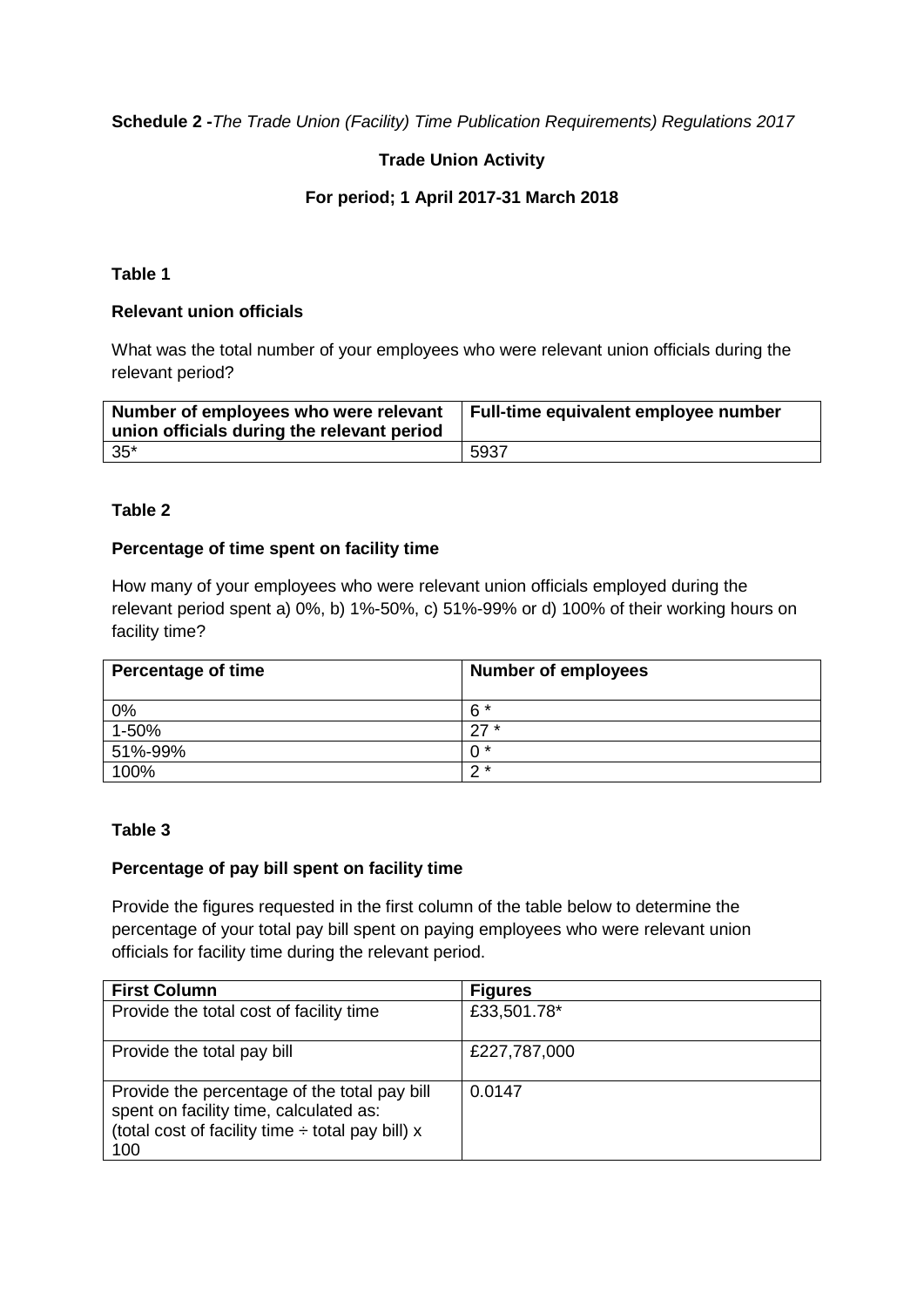**Schedule 2 -** *The Trade Union (Facility) Time Publication Requirements) Regulations 2017*

**Trade Union Activity**

**For period; 1 April 2017-31 March 2018**

**Table 1**

**Relevant union officials**

What was the total number of your employees who were relevant union officials during the relevant period?

| Number of employees who were relevant union officials during the relevant period | Full-time equivalent employee number |
|---|---|
| 35* | 5937 |

**Table 2**

**Percentage of time spent on facility time**

How many of your employees who were relevant union officials employed during the relevant period spent a) 0%, b) 1%-50%, c) 51%-99% or d) 100% of their working hours on facility time?

| Percentage of time | Number of employees |
|---|---|
| 0% | 6 * |
| 1-50% | 27 * |
| 51%-99% | 0 * |
| 100% | 2 * |

**Table 3**

**Percentage of pay bill spent on facility time**

Provide the figures requested in the first column of the table below to determine the percentage of your total pay bill spent on paying employees who were relevant union officials for facility time during the relevant period.

| First Column | Figures |
|---|---|
| Provide the total cost of facility time | £33,501.78* |
| Provide the total pay bill | £227,787,000 |
| Provide the percentage of the total pay bill spent on facility time, calculated as: (total cost of facility time ÷ total pay bill) x 100 | 0.0147 |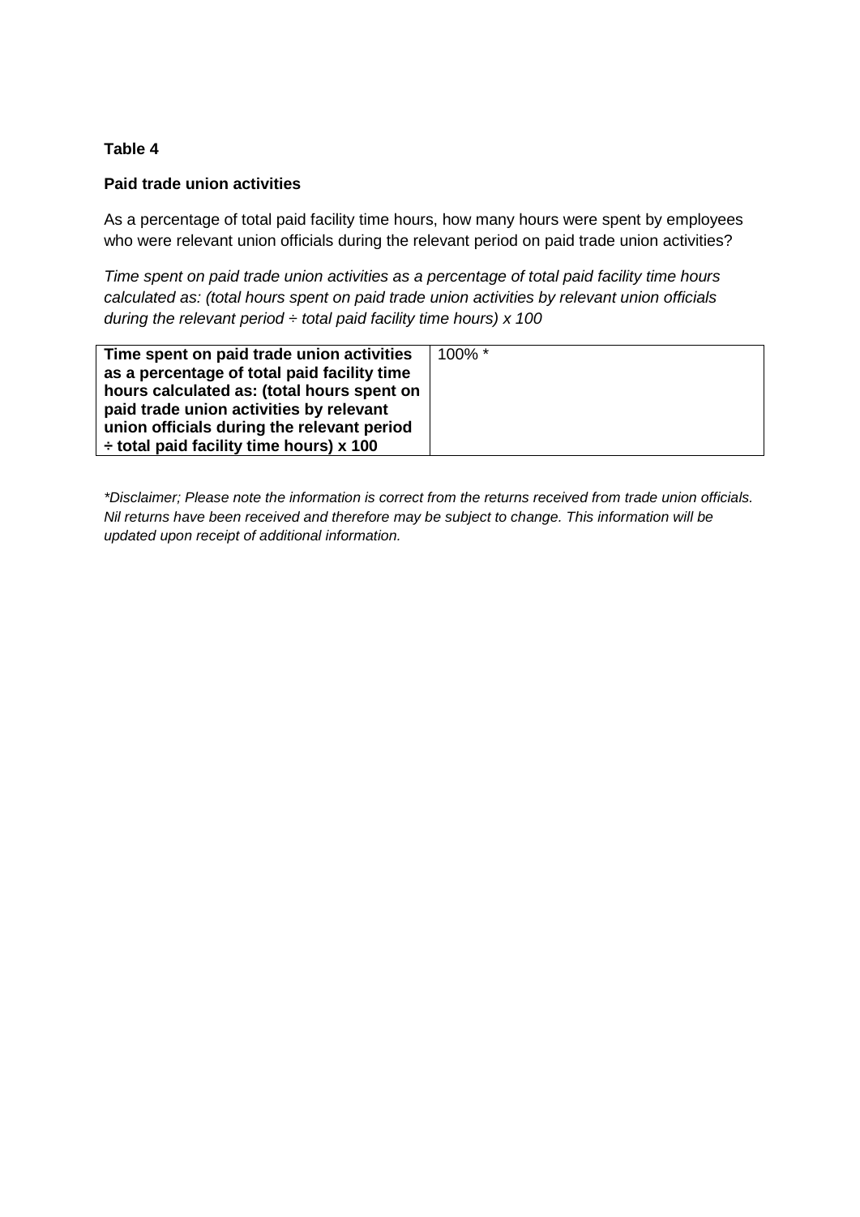**Table 4**

**Paid trade union activities**

As a percentage of total paid facility time hours, how many hours were spent by employees who were relevant union officials during the relevant period on paid trade union activities?

*Time spent on paid trade union activities as a percentage of total paid facility time hours calculated as: (total hours spent on paid trade union activities by relevant union officials during the relevant period ÷ total paid facility time hours) x 100*

| | |
|---|---|
| **Time spent on paid trade union activities as a percentage of total paid facility time hours calculated as: (total hours spent on paid trade union activities by relevant union officials during the relevant period ÷ total paid facility time hours) x 100** | 100% * |

*\*Disclaimer; Please note the information is correct from the returns received from trade union officials. Nil returns have been received and therefore may be subject to change. This information will be updated upon receipt of additional information.*